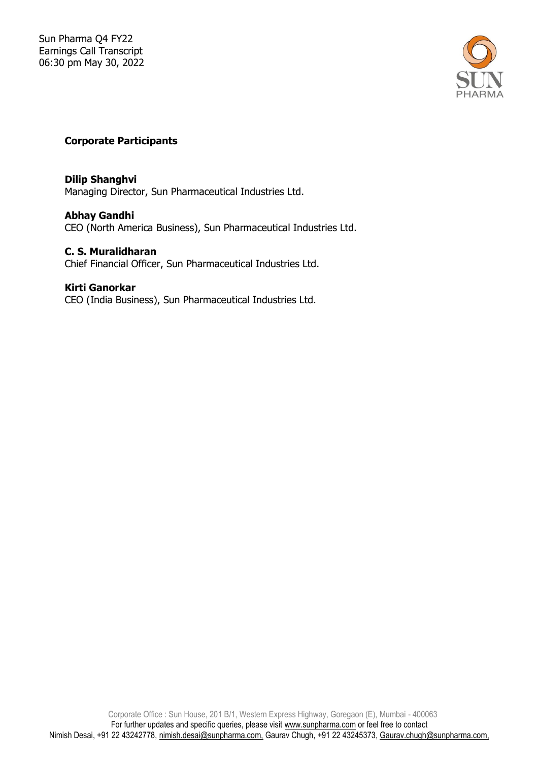Sun Pharma Q4 FY22
Earnings Call Transcript
06:30 pm May 30, 2022

**Corporate Participants**

**Dilip Shanghvi**
Managing Director, Sun Pharmaceutical Industries Ltd.

**Abhay Gandhi**
CEO (North America Business), Sun Pharmaceutical Industries Ltd.

**C. S. Muralidharan**
Chief Financial Officer, Sun Pharmaceutical Industries Ltd.

**Kirti Ganorkar**
CEO (India Business), Sun Pharmaceutical Industries Ltd.

Corporate Office : Sun House, 201 B/1, Western Express Highway, Goregaon (E), Mumbai - 400063
For further updates and specific queries, please visit www.sunpharma.com or feel free to contact
Nimish Desai, +91 22 43242778, nimish.desai@sunpharma.com, Gaurav Chugh, +91 22 43245373, Gaurav.chugh@sunpharma.com,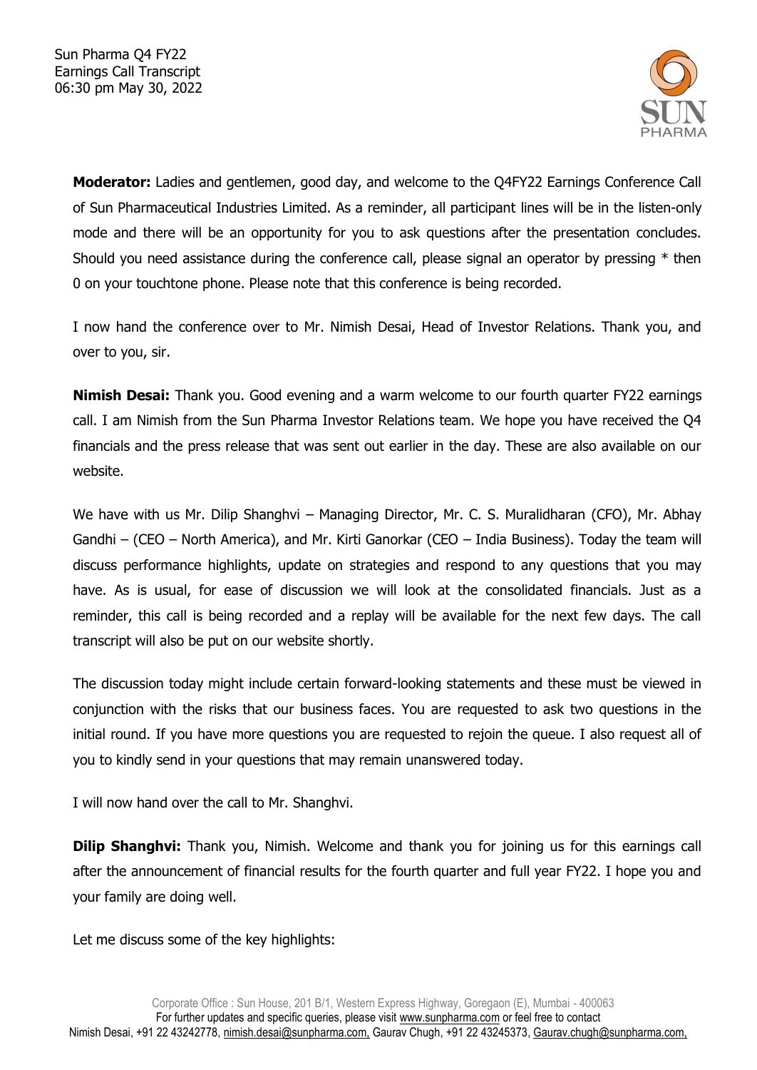Sun Pharma Q4 FY22
Earnings Call Transcript
06:30 pm May 30, 2022

**Moderator:** Ladies and gentlemen, good day, and welcome to the Q4FY22 Earnings Conference Call of Sun Pharmaceutical Industries Limited. As a reminder, all participant lines will be in the listen-only mode and there will be an opportunity for you to ask questions after the presentation concludes. Should you need assistance during the conference call, please signal an operator by pressing * then 0 on your touchtone phone. Please note that this conference is being recorded.

I now hand the conference over to Mr. Nimish Desai, Head of Investor Relations. Thank you, and over to you, sir.

**Nimish Desai:** Thank you. Good evening and a warm welcome to our fourth quarter FY22 earnings call. I am Nimish from the Sun Pharma Investor Relations team. We hope you have received the Q4 financials and the press release that was sent out earlier in the day. These are also available on our website.

We have with us Mr. Dilip Shanghvi – Managing Director, Mr. C. S. Muralidharan (CFO), Mr. Abhay Gandhi – (CEO – North America), and Mr. Kirti Ganorkar (CEO – India Business). Today the team will discuss performance highlights, update on strategies and respond to any questions that you may have. As is usual, for ease of discussion we will look at the consolidated financials. Just as a reminder, this call is being recorded and a replay will be available for the next few days. The call transcript will also be put on our website shortly.

The discussion today might include certain forward-looking statements and these must be viewed in conjunction with the risks that our business faces. You are requested to ask two questions in the initial round. If you have more questions you are requested to rejoin the queue. I also request all of you to kindly send in your questions that may remain unanswered today.

I will now hand over the call to Mr. Shanghvi.

**Dilip Shanghvi:** Thank you, Nimish. Welcome and thank you for joining us for this earnings call after the announcement of financial results for the fourth quarter and full year FY22. I hope you and your family are doing well.

Let me discuss some of the key highlights: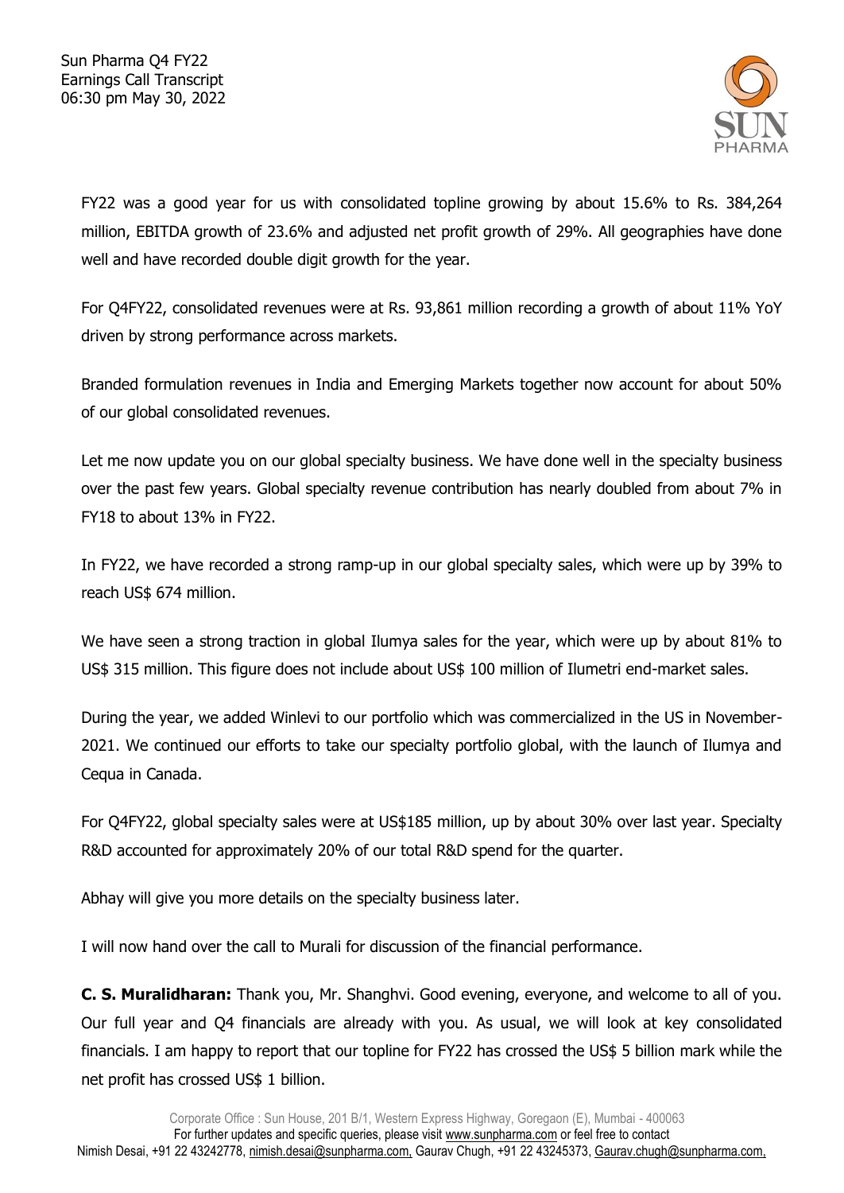FY22 was a good year for us with consolidated topline growing by about 15.6% to Rs. 384,264 million, EBITDA growth of 23.6% and adjusted net profit growth of 29%. All geographies have done well and have recorded double digit growth for the year.

For Q4FY22, consolidated revenues were at Rs. 93,861 million recording a growth of about 11% YoY driven by strong performance across markets.

Branded formulation revenues in India and Emerging Markets together now account for about 50% of our global consolidated revenues.

Let me now update you on our global specialty business. We have done well in the specialty business over the past few years. Global specialty revenue contribution has nearly doubled from about 7% in FY18 to about 13% in FY22.

In FY22, we have recorded a strong ramp-up in our global specialty sales, which were up by 39% to reach US$ 674 million.

We have seen a strong traction in global Ilumya sales for the year, which were up by about 81% to US$ 315 million. This figure does not include about US$ 100 million of Ilumetri end-market sales.

During the year, we added Winlevi to our portfolio which was commercialized in the US in November-2021. We continued our efforts to take our specialty portfolio global, with the launch of Ilumya and Cequa in Canada.

For Q4FY22, global specialty sales were at US$185 million, up by about 30% over last year. Specialty R&D accounted for approximately 20% of our total R&D spend for the quarter.

Abhay will give you more details on the specialty business later.

I will now hand over the call to Murali for discussion of the financial performance.

**C. S. Muralidharan:** Thank you, Mr. Shanghvi. Good evening, everyone, and welcome to all of you. Our full year and Q4 financials are already with you. As usual, we will look at key consolidated financials. I am happy to report that our topline for FY22 has crossed the US$ 5 billion mark while the net profit has crossed US$ 1 billion.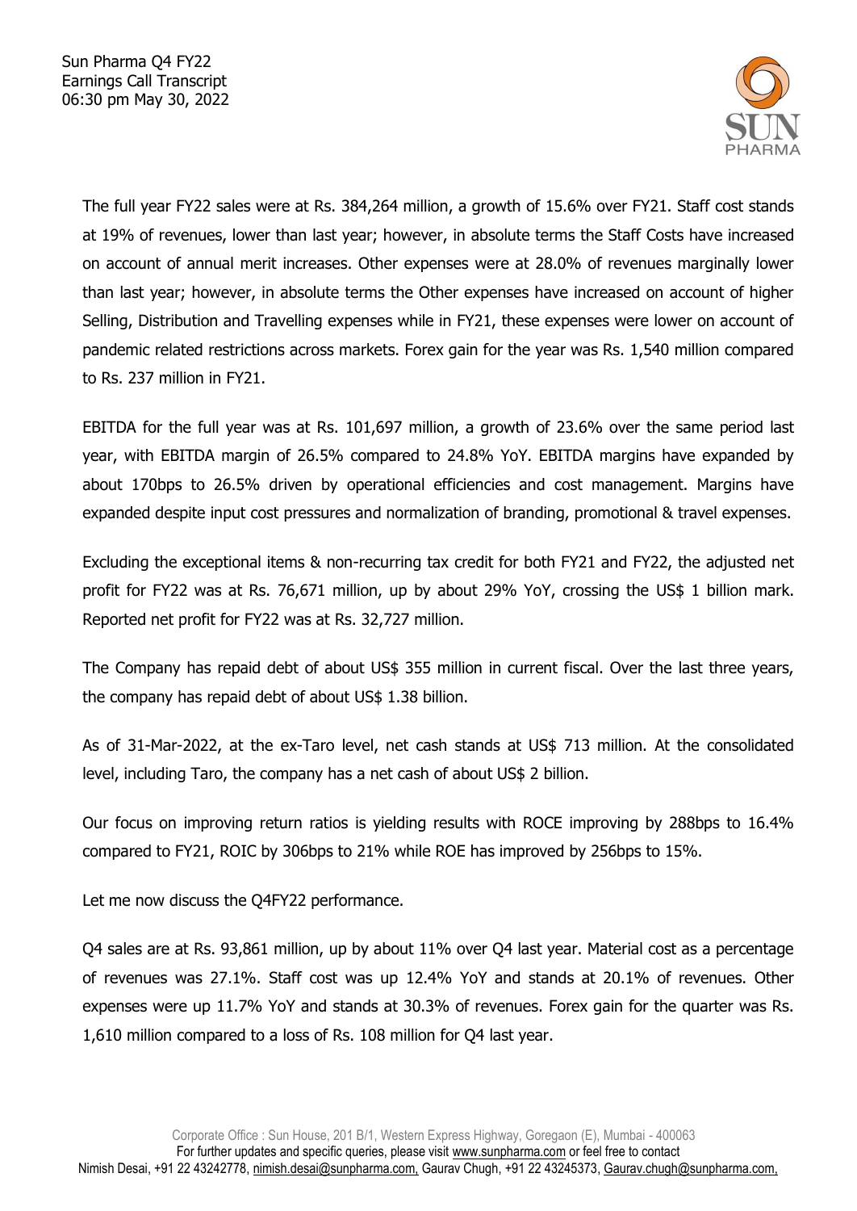The full year FY22 sales were at Rs. 384,264 million, a growth of 15.6% over FY21. Staff cost stands at 19% of revenues, lower than last year; however, in absolute terms the Staff Costs have increased on account of annual merit increases. Other expenses were at 28.0% of revenues marginally lower than last year; however, in absolute terms the Other expenses have increased on account of higher Selling, Distribution and Travelling expenses while in FY21, these expenses were lower on account of pandemic related restrictions across markets. Forex gain for the year was Rs. 1,540 million compared to Rs. 237 million in FY21.

EBITDA for the full year was at Rs. 101,697 million, a growth of 23.6% over the same period last year, with EBITDA margin of 26.5% compared to 24.8% YoY. EBITDA margins have expanded by about 170bps to 26.5% driven by operational efficiencies and cost management. Margins have expanded despite input cost pressures and normalization of branding, promotional & travel expenses.

Excluding the exceptional items & non-recurring tax credit for both FY21 and FY22, the adjusted net profit for FY22 was at Rs. 76,671 million, up by about 29% YoY, crossing the US$ 1 billion mark. Reported net profit for FY22 was at Rs. 32,727 million.

The Company has repaid debt of about US$ 355 million in current fiscal. Over the last three years, the company has repaid debt of about US$ 1.38 billion.

As of 31-Mar-2022, at the ex-Taro level, net cash stands at US$ 713 million. At the consolidated level, including Taro, the company has a net cash of about US$ 2 billion.

Our focus on improving return ratios is yielding results with ROCE improving by 288bps to 16.4% compared to FY21, ROIC by 306bps to 21% while ROE has improved by 256bps to 15%.

Let me now discuss the Q4FY22 performance.

Q4 sales are at Rs. 93,861 million, up by about 11% over Q4 last year. Material cost as a percentage of revenues was 27.1%. Staff cost was up 12.4% YoY and stands at 20.1% of revenues. Other expenses were up 11.7% YoY and stands at 30.3% of revenues. Forex gain for the quarter was Rs. 1,610 million compared to a loss of Rs. 108 million for Q4 last year.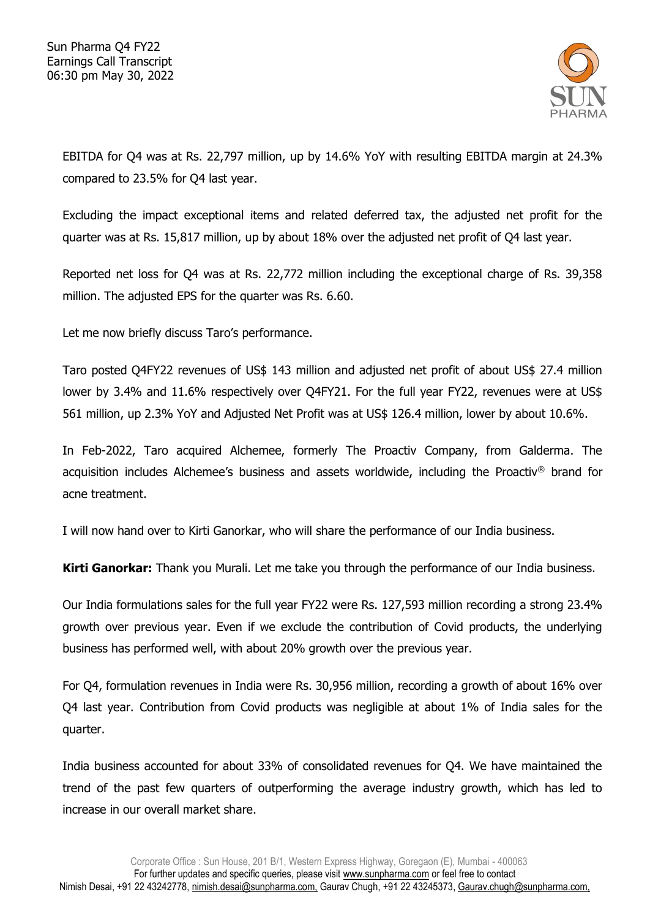EBITDA for Q4 was at Rs. 22,797 million, up by 14.6% YoY with resulting EBITDA margin at 24.3% compared to 23.5% for Q4 last year.

Excluding the impact exceptional items and related deferred tax, the adjusted net profit for the quarter was at Rs. 15,817 million, up by about 18% over the adjusted net profit of Q4 last year.

Reported net loss for Q4 was at Rs. 22,772 million including the exceptional charge of Rs. 39,358 million. The adjusted EPS for the quarter was Rs. 6.60.

Let me now briefly discuss Taro's performance.

Taro posted Q4FY22 revenues of US$ 143 million and adjusted net profit of about US$ 27.4 million lower by 3.4% and 11.6% respectively over Q4FY21. For the full year FY22, revenues were at US$ 561 million, up 2.3% YoY and Adjusted Net Profit was at US$ 126.4 million, lower by about 10.6%.

In Feb-2022, Taro acquired Alchemee, formerly The Proactiv Company, from Galderma. The acquisition includes Alchemee's business and assets worldwide, including the Proactiv® brand for acne treatment.

I will now hand over to Kirti Ganorkar, who will share the performance of our India business.

**Kirti Ganorkar:** Thank you Murali. Let me take you through the performance of our India business.

Our India formulations sales for the full year FY22 were Rs. 127,593 million recording a strong 23.4% growth over previous year. Even if we exclude the contribution of Covid products, the underlying business has performed well, with about 20% growth over the previous year.

For Q4, formulation revenues in India were Rs. 30,956 million, recording a growth of about 16% over Q4 last year. Contribution from Covid products was negligible at about 1% of India sales for the quarter.

India business accounted for about 33% of consolidated revenues for Q4. We have maintained the trend of the past few quarters of outperforming the average industry growth, which has led to increase in our overall market share.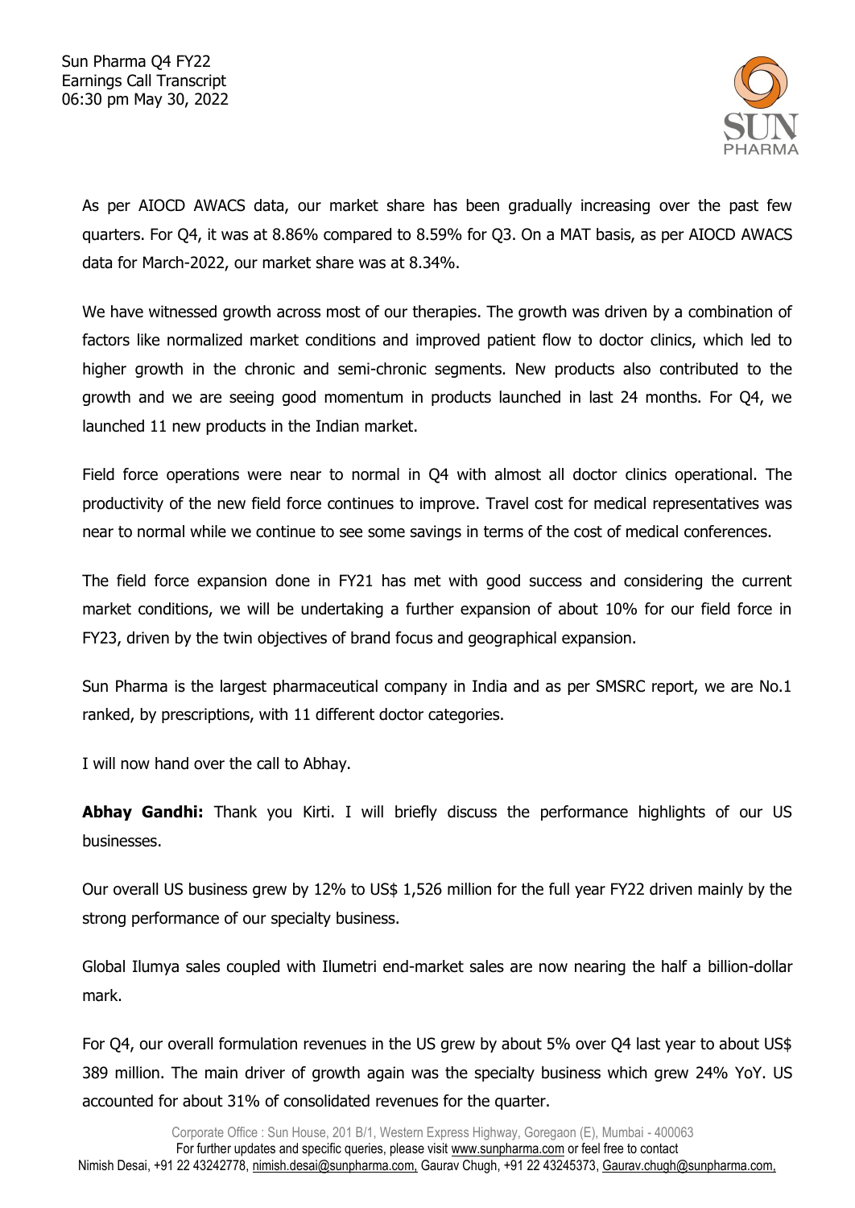As per AIOCD AWACS data, our market share has been gradually increasing over the past few quarters. For Q4, it was at 8.86% compared to 8.59% for Q3. On a MAT basis, as per AIOCD AWACS data for March-2022, our market share was at 8.34%.

We have witnessed growth across most of our therapies. The growth was driven by a combination of factors like normalized market conditions and improved patient flow to doctor clinics, which led to higher growth in the chronic and semi-chronic segments. New products also contributed to the growth and we are seeing good momentum in products launched in last 24 months. For Q4, we launched 11 new products in the Indian market.

Field force operations were near to normal in Q4 with almost all doctor clinics operational. The productivity of the new field force continues to improve. Travel cost for medical representatives was near to normal while we continue to see some savings in terms of the cost of medical conferences.

The field force expansion done in FY21 has met with good success and considering the current market conditions, we will be undertaking a further expansion of about 10% for our field force in FY23, driven by the twin objectives of brand focus and geographical expansion.

Sun Pharma is the largest pharmaceutical company in India and as per SMSRC report, we are No.1 ranked, by prescriptions, with 11 different doctor categories.

I will now hand over the call to Abhay.

**Abhay Gandhi:** Thank you Kirti. I will briefly discuss the performance highlights of our US businesses.

Our overall US business grew by 12% to US$ 1,526 million for the full year FY22 driven mainly by the strong performance of our specialty business.

Global Ilumya sales coupled with Ilumetri end-market sales are now nearing the half a billion-dollar mark.

For Q4, our overall formulation revenues in the US grew by about 5% over Q4 last year to about US$ 389 million. The main driver of growth again was the specialty business which grew 24% YoY. US accounted for about 31% of consolidated revenues for the quarter.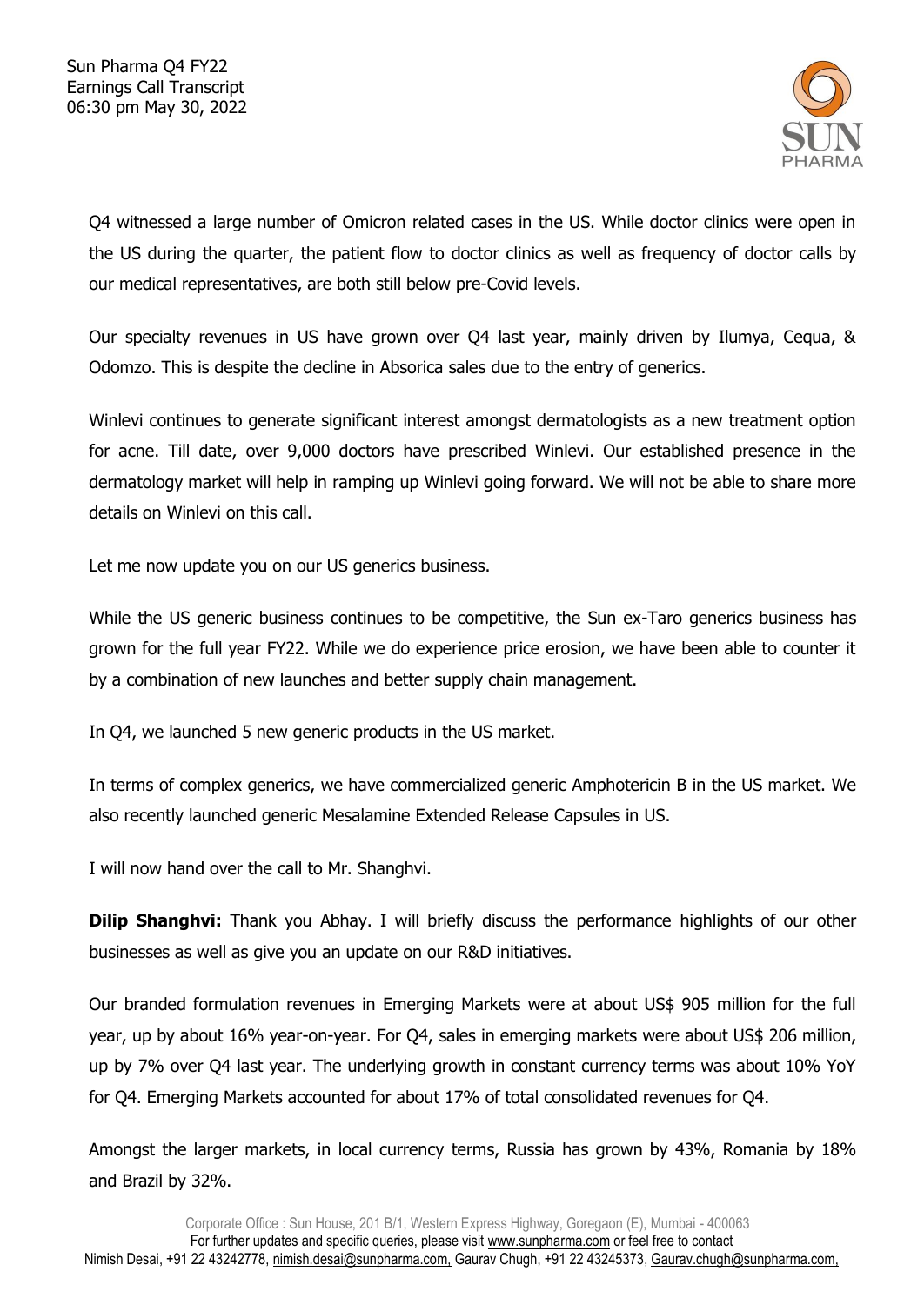Q4 witnessed a large number of Omicron related cases in the US. While doctor clinics were open in the US during the quarter, the patient flow to doctor clinics as well as frequency of doctor calls by our medical representatives, are both still below pre-Covid levels.

Our specialty revenues in US have grown over Q4 last year, mainly driven by Ilumya, Cequa, & Odomzo. This is despite the decline in Absorica sales due to the entry of generics.

Winlevi continues to generate significant interest amongst dermatologists as a new treatment option for acne. Till date, over 9,000 doctors have prescribed Winlevi. Our established presence in the dermatology market will help in ramping up Winlevi going forward. We will not be able to share more details on Winlevi on this call.

Let me now update you on our US generics business.

While the US generic business continues to be competitive, the Sun ex-Taro generics business has grown for the full year FY22. While we do experience price erosion, we have been able to counter it by a combination of new launches and better supply chain management.

In Q4, we launched 5 new generic products in the US market.

In terms of complex generics, we have commercialized generic Amphotericin B in the US market. We also recently launched generic Mesalamine Extended Release Capsules in US.

I will now hand over the call to Mr. Shanghvi.

**Dilip Shanghvi:** Thank you Abhay. I will briefly discuss the performance highlights of our other businesses as well as give you an update on our R&D initiatives.

Our branded formulation revenues in Emerging Markets were at about US$ 905 million for the full year, up by about 16% year-on-year. For Q4, sales in emerging markets were about US$ 206 million, up by 7% over Q4 last year. The underlying growth in constant currency terms was about 10% YoY for Q4. Emerging Markets accounted for about 17% of total consolidated revenues for Q4.

Amongst the larger markets, in local currency terms, Russia has grown by 43%, Romania by 18% and Brazil by 32%.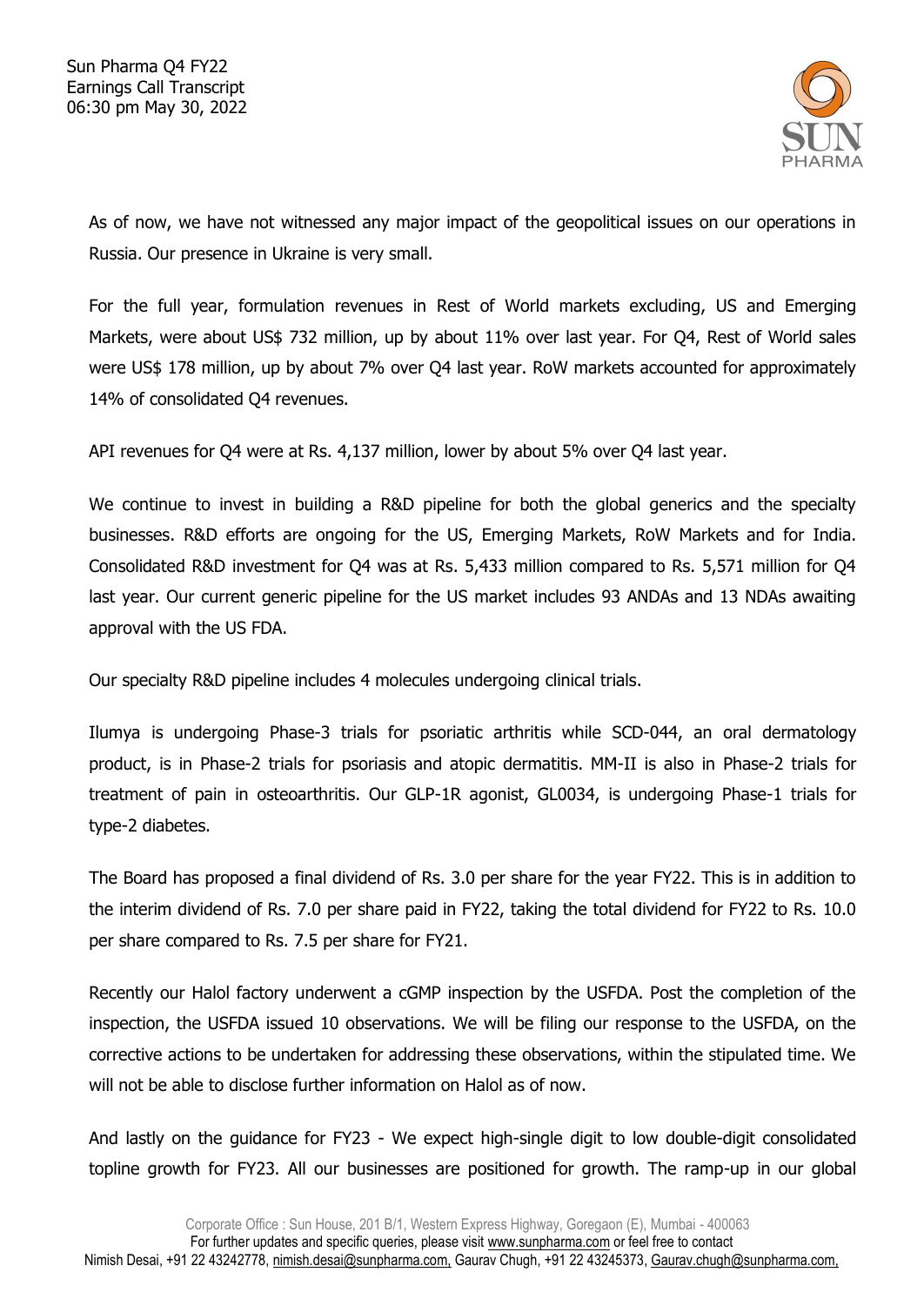As of now, we have not witnessed any major impact of the geopolitical issues on our operations in Russia. Our presence in Ukraine is very small.

For the full year, formulation revenues in Rest of World markets excluding, US and Emerging Markets, were about US$ 732 million, up by about 11% over last year. For Q4, Rest of World sales were US$ 178 million, up by about 7% over Q4 last year. RoW markets accounted for approximately 14% of consolidated Q4 revenues.

API revenues for Q4 were at Rs. 4,137 million, lower by about 5% over Q4 last year.

We continue to invest in building a R&D pipeline for both the global generics and the specialty businesses. R&D efforts are ongoing for the US, Emerging Markets, RoW Markets and for India. Consolidated R&D investment for Q4 was at Rs. 5,433 million compared to Rs. 5,571 million for Q4 last year. Our current generic pipeline for the US market includes 93 ANDAs and 13 NDAs awaiting approval with the US FDA.

Our specialty R&D pipeline includes 4 molecules undergoing clinical trials.

Ilumya is undergoing Phase-3 trials for psoriatic arthritis while SCD-044, an oral dermatology product, is in Phase-2 trials for psoriasis and atopic dermatitis. MM-II is also in Phase-2 trials for treatment of pain in osteoarthritis. Our GLP-1R agonist, GL0034, is undergoing Phase-1 trials for type-2 diabetes.

The Board has proposed a final dividend of Rs. 3.0 per share for the year FY22. This is in addition to the interim dividend of Rs. 7.0 per share paid in FY22, taking the total dividend for FY22 to Rs. 10.0 per share compared to Rs. 7.5 per share for FY21.

Recently our Halol factory underwent a cGMP inspection by the USFDA. Post the completion of the inspection, the USFDA issued 10 observations. We will be filing our response to the USFDA, on the corrective actions to be undertaken for addressing these observations, within the stipulated time. We will not be able to disclose further information on Halol as of now.

And lastly on the guidance for FY23 - We expect high-single digit to low double-digit consolidated topline growth for FY23. All our businesses are positioned for growth. The ramp-up in our global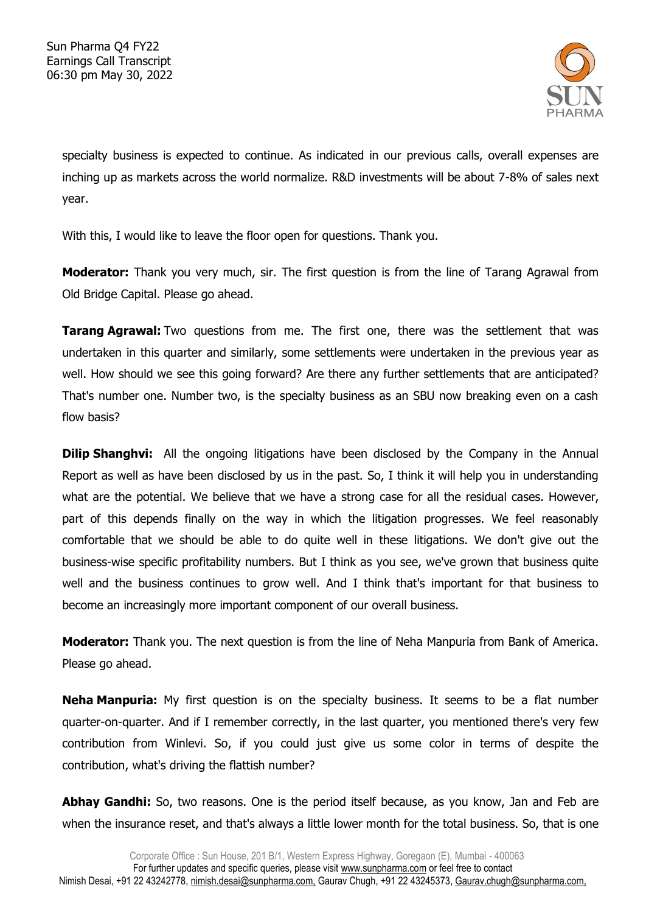specialty business is expected to continue. As indicated in our previous calls, overall expenses are inching up as markets across the world normalize. R&D investments will be about 7-8% of sales next year.

With this, I would like to leave the floor open for questions. Thank you.

**Moderator:** Thank you very much, sir. The first question is from the line of Tarang Agrawal from Old Bridge Capital. Please go ahead.

**Tarang Agrawal:** Two questions from me. The first one, there was the settlement that was undertaken in this quarter and similarly, some settlements were undertaken in the previous year as well. How should we see this going forward? Are there any further settlements that are anticipated? That's number one. Number two, is the specialty business as an SBU now breaking even on a cash flow basis?

**Dilip Shanghvi:** All the ongoing litigations have been disclosed by the Company in the Annual Report as well as have been disclosed by us in the past. So, I think it will help you in understanding what are the potential. We believe that we have a strong case for all the residual cases. However, part of this depends finally on the way in which the litigation progresses. We feel reasonably comfortable that we should be able to do quite well in these litigations. We don't give out the business-wise specific profitability numbers. But I think as you see, we've grown that business quite well and the business continues to grow well. And I think that's important for that business to become an increasingly more important component of our overall business.

**Moderator:** Thank you. The next question is from the line of Neha Manpuria from Bank of America. Please go ahead.

**Neha Manpuria:** My first question is on the specialty business. It seems to be a flat number quarter-on-quarter. And if I remember correctly, in the last quarter, you mentioned there's very few contribution from Winlevi. So, if you could just give us some color in terms of despite the contribution, what's driving the flattish number?

**Abhay Gandhi:** So, two reasons. One is the period itself because, as you know, Jan and Feb are when the insurance reset, and that's always a little lower month for the total business. So, that is one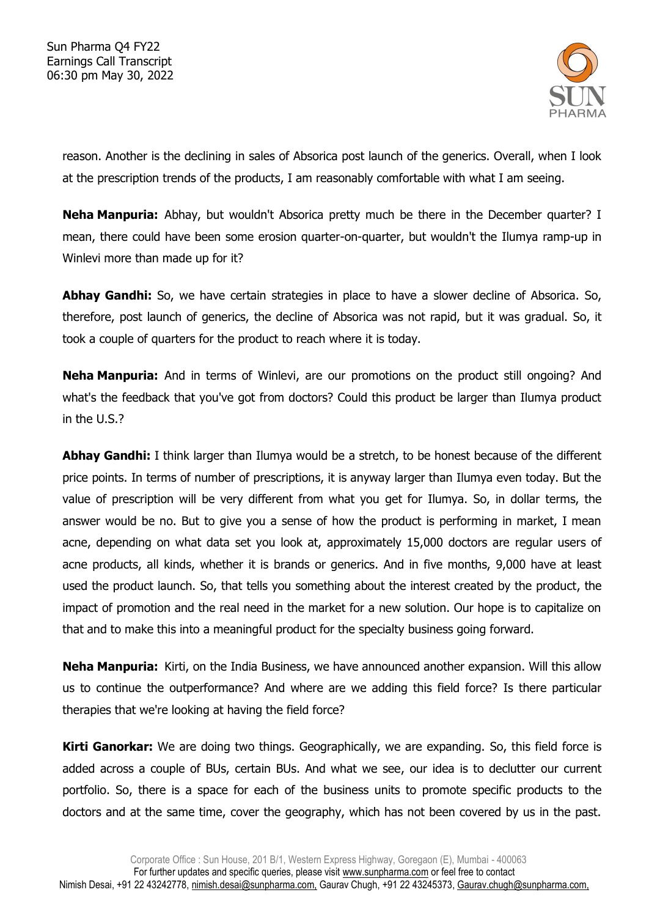reason. Another is the declining in sales of Absorica post launch of the generics. Overall, when I look at the prescription trends of the products, I am reasonably comfortable with what I am seeing.

**Neha Manpuria:** Abhay, but wouldn't Absorica pretty much be there in the December quarter? I mean, there could have been some erosion quarter-on-quarter, but wouldn't the Ilumya ramp-up in Winlevi more than made up for it?

**Abhay Gandhi:** So, we have certain strategies in place to have a slower decline of Absorica. So, therefore, post launch of generics, the decline of Absorica was not rapid, but it was gradual. So, it took a couple of quarters for the product to reach where it is today.

**Neha Manpuria:** And in terms of Winlevi, are our promotions on the product still ongoing? And what's the feedback that you've got from doctors? Could this product be larger than Ilumya product in the U.S.?

**Abhay Gandhi:** I think larger than Ilumya would be a stretch, to be honest because of the different price points. In terms of number of prescriptions, it is anyway larger than Ilumya even today. But the value of prescription will be very different from what you get for Ilumya. So, in dollar terms, the answer would be no. But to give you a sense of how the product is performing in market, I mean acne, depending on what data set you look at, approximately 15,000 doctors are regular users of acne products, all kinds, whether it is brands or generics. And in five months, 9,000 have at least used the product launch. So, that tells you something about the interest created by the product, the impact of promotion and the real need in the market for a new solution. Our hope is to capitalize on that and to make this into a meaningful product for the specialty business going forward.

**Neha Manpuria:** Kirti, on the India Business, we have announced another expansion. Will this allow us to continue the outperformance? And where are we adding this field force? Is there particular therapies that we're looking at having the field force?

**Kirti Ganorkar:** We are doing two things. Geographically, we are expanding. So, this field force is added across a couple of BUs, certain BUs. And what we see, our idea is to declutter our current portfolio. So, there is a space for each of the business units to promote specific products to the doctors and at the same time, cover the geography, which has not been covered by us in the past.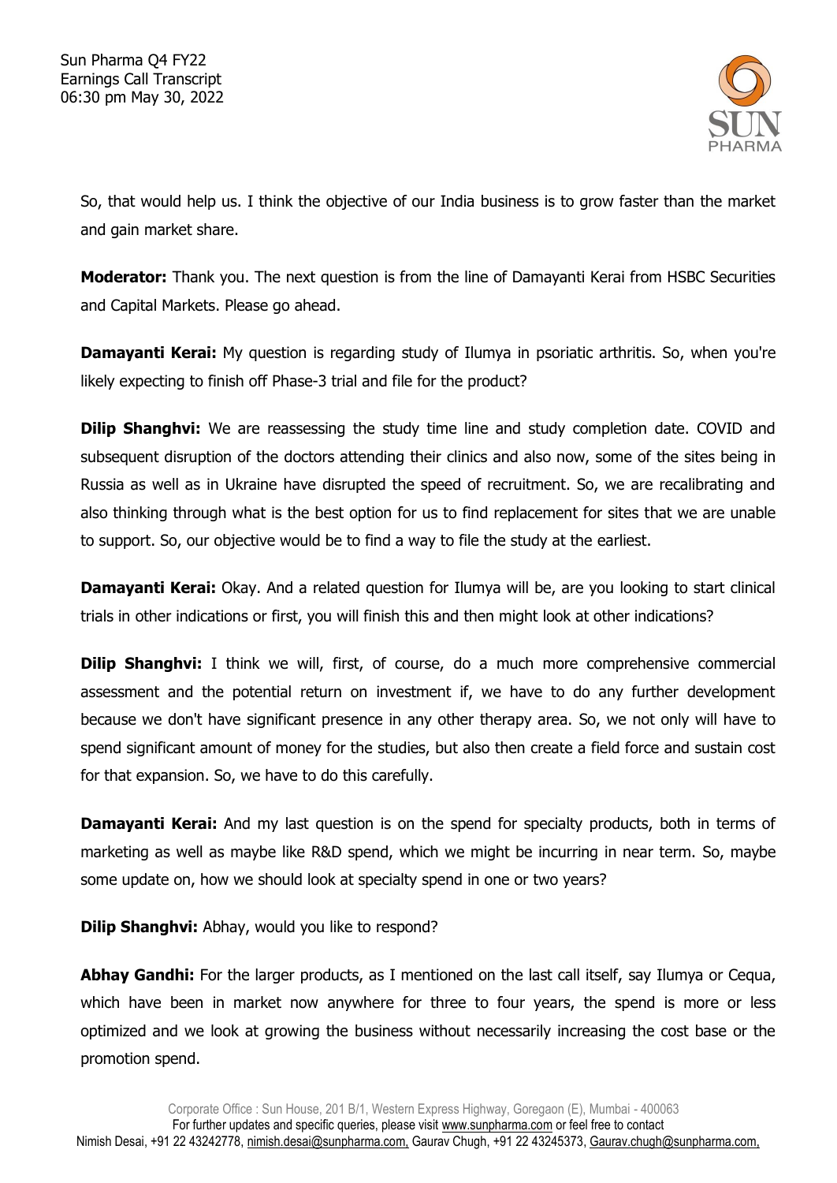So, that would help us. I think the objective of our India business is to grow faster than the market and gain market share.

**Moderator:** Thank you. The next question is from the line of Damayanti Kerai from HSBC Securities and Capital Markets. Please go ahead.

**Damayanti Kerai:** My question is regarding study of Ilumya in psoriatic arthritis. So, when you're likely expecting to finish off Phase-3 trial and file for the product?

**Dilip Shanghvi:** We are reassessing the study time line and study completion date. COVID and subsequent disruption of the doctors attending their clinics and also now, some of the sites being in Russia as well as in Ukraine have disrupted the speed of recruitment. So, we are recalibrating and also thinking through what is the best option for us to find replacement for sites that we are unable to support. So, our objective would be to find a way to file the study at the earliest.

**Damayanti Kerai:** Okay. And a related question for Ilumya will be, are you looking to start clinical trials in other indications or first, you will finish this and then might look at other indications?

**Dilip Shanghvi:** I think we will, first, of course, do a much more comprehensive commercial assessment and the potential return on investment if, we have to do any further development because we don't have significant presence in any other therapy area. So, we not only will have to spend significant amount of money for the studies, but also then create a field force and sustain cost for that expansion. So, we have to do this carefully.

**Damayanti Kerai:** And my last question is on the spend for specialty products, both in terms of marketing as well as maybe like R&D spend, which we might be incurring in near term. So, maybe some update on, how we should look at specialty spend in one or two years?

**Dilip Shanghvi:** Abhay, would you like to respond?

**Abhay Gandhi:** For the larger products, as I mentioned on the last call itself, say Ilumya or Cequa, which have been in market now anywhere for three to four years, the spend is more or less optimized and we look at growing the business without necessarily increasing the cost base or the promotion spend.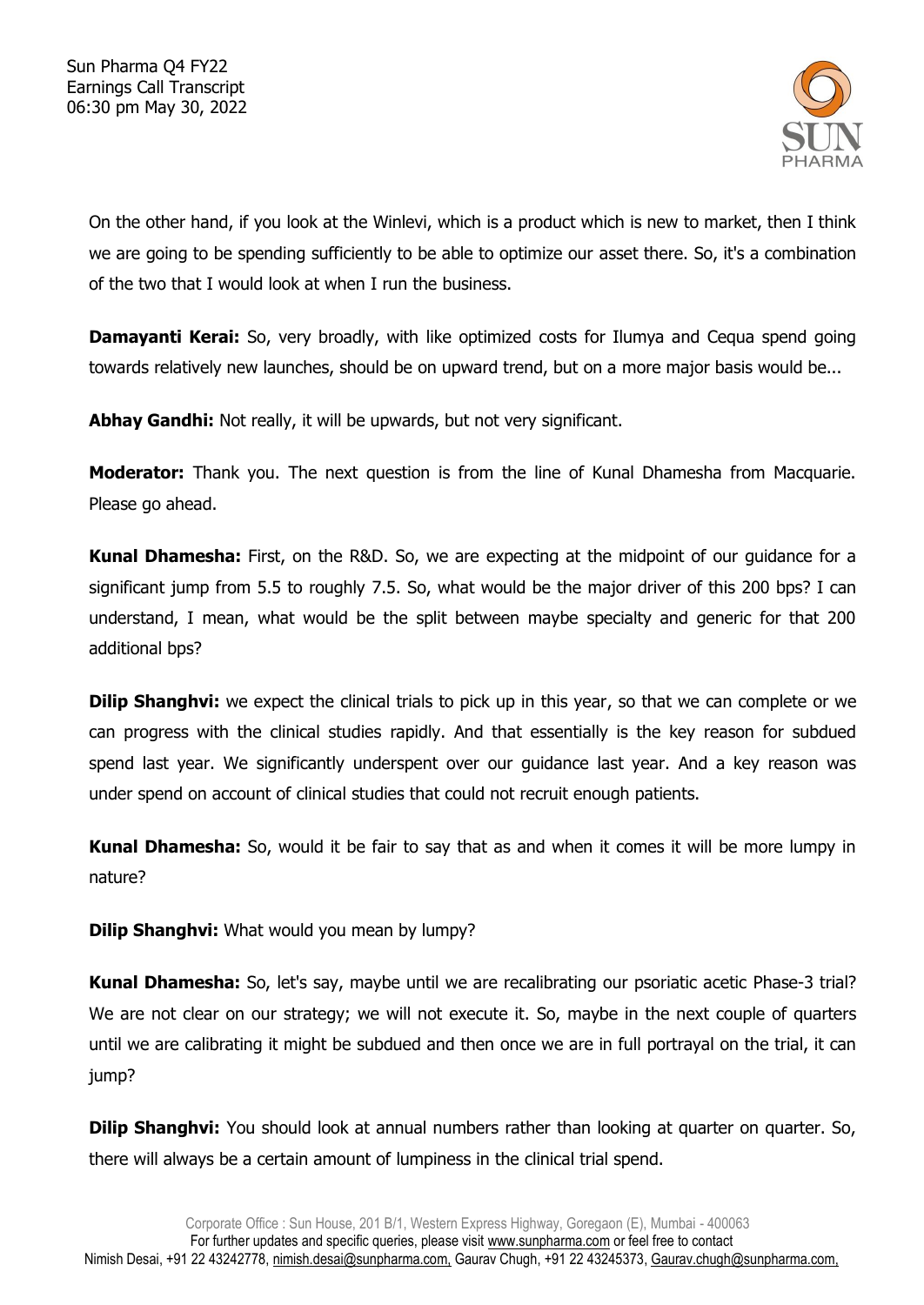On the other hand, if you look at the Winlevi, which is a product which is new to market, then I think we are going to be spending sufficiently to be able to optimize our asset there. So, it's a combination of the two that I would look at when I run the business.

**Damayanti Kerai:** So, very broadly, with like optimized costs for Ilumya and Cequa spend going towards relatively new launches, should be on upward trend, but on a more major basis would be...

**Abhay Gandhi:** Not really, it will be upwards, but not very significant.

**Moderator:** Thank you. The next question is from the line of Kunal Dhamesha from Macquarie. Please go ahead.

**Kunal Dhamesha:** First, on the R&D. So, we are expecting at the midpoint of our guidance for a significant jump from 5.5 to roughly 7.5. So, what would be the major driver of this 200 bps? I can understand, I mean, what would be the split between maybe specialty and generic for that 200 additional bps?

**Dilip Shanghvi:** we expect the clinical trials to pick up in this year, so that we can complete or we can progress with the clinical studies rapidly. And that essentially is the key reason for subdued spend last year. We significantly underspent over our guidance last year. And a key reason was under spend on account of clinical studies that could not recruit enough patients.

**Kunal Dhamesha:** So, would it be fair to say that as and when it comes it will be more lumpy in nature?

**Dilip Shanghvi:** What would you mean by lumpy?

**Kunal Dhamesha:** So, let's say, maybe until we are recalibrating our psoriatic acetic Phase-3 trial? We are not clear on our strategy; we will not execute it. So, maybe in the next couple of quarters until we are calibrating it might be subdued and then once we are in full portrayal on the trial, it can jump?

**Dilip Shanghvi:** You should look at annual numbers rather than looking at quarter on quarter. So, there will always be a certain amount of lumpiness in the clinical trial spend.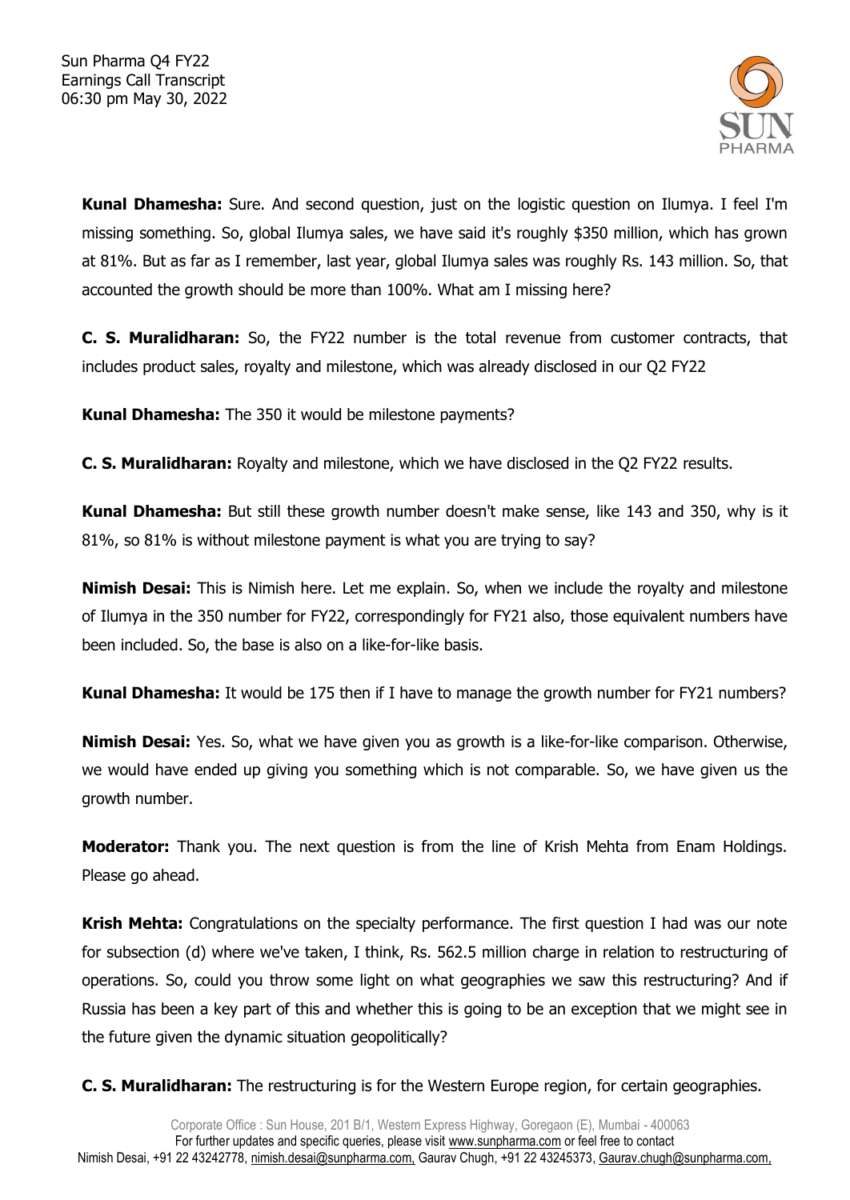**Kunal Dhamesha:** Sure. And second question, just on the logistic question on Ilumya. I feel I'm missing something. So, global Ilumya sales, we have said it's roughly $350 million, which has grown at 81%. But as far as I remember, last year, global Ilumya sales was roughly Rs. 143 million. So, that accounted the growth should be more than 100%. What am I missing here?

**C. S. Muralidharan:** So, the FY22 number is the total revenue from customer contracts, that includes product sales, royalty and milestone, which was already disclosed in our Q2 FY22

**Kunal Dhamesha:** The 350 it would be milestone payments?

**C. S. Muralidharan:** Royalty and milestone, which we have disclosed in the Q2 FY22 results.

**Kunal Dhamesha:** But still these growth number doesn't make sense, like 143 and 350, why is it 81%, so 81% is without milestone payment is what you are trying to say?

**Nimish Desai:** This is Nimish here. Let me explain. So, when we include the royalty and milestone of Ilumya in the 350 number for FY22, correspondingly for FY21 also, those equivalent numbers have been included. So, the base is also on a like-for-like basis.

**Kunal Dhamesha:** It would be 175 then if I have to manage the growth number for FY21 numbers?

**Nimish Desai:** Yes. So, what we have given you as growth is a like-for-like comparison. Otherwise, we would have ended up giving you something which is not comparable. So, we have given us the growth number.

**Moderator:** Thank you. The next question is from the line of Krish Mehta from Enam Holdings. Please go ahead.

**Krish Mehta:** Congratulations on the specialty performance. The first question I had was our note for subsection (d) where we've taken, I think, Rs. 562.5 million charge in relation to restructuring of operations. So, could you throw some light on what geographies we saw this restructuring? And if Russia has been a key part of this and whether this is going to be an exception that we might see in the future given the dynamic situation geopolitically?

**C. S. Muralidharan:** The restructuring is for the Western Europe region, for certain geographies.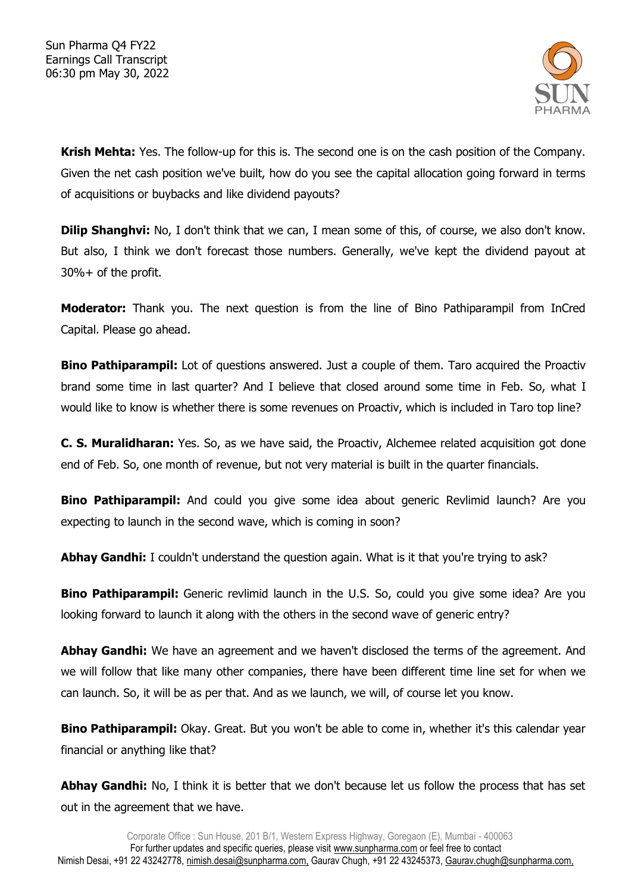**Krish Mehta:** Yes. The follow-up for this is. The second one is on the cash position of the Company. Given the net cash position we've built, how do you see the capital allocation going forward in terms of acquisitions or buybacks and like dividend payouts?

**Dilip Shanghvi:** No, I don't think that we can, I mean some of this, of course, we also don't know. But also, I think we don't forecast those numbers. Generally, we've kept the dividend payout at 30%+ of the profit.

**Moderator:** Thank you. The next question is from the line of Bino Pathiparampil from InCred Capital. Please go ahead.

**Bino Pathiparampil:** Lot of questions answered. Just a couple of them. Taro acquired the Proactiv brand some time in last quarter? And I believe that closed around some time in Feb. So, what I would like to know is whether there is some revenues on Proactiv, which is included in Taro top line?

**C. S. Muralidharan:** Yes. So, as we have said, the Proactiv, Alchemee related acquisition got done end of Feb. So, one month of revenue, but not very material is built in the quarter financials.

**Bino Pathiparampil:** And could you give some idea about generic Revlimid launch? Are you expecting to launch in the second wave, which is coming in soon?

**Abhay Gandhi:** I couldn't understand the question again. What is it that you're trying to ask?

**Bino Pathiparampil:** Generic revlimid launch in the U.S. So, could you give some idea? Are you looking forward to launch it along with the others in the second wave of generic entry?

**Abhay Gandhi:** We have an agreement and we haven't disclosed the terms of the agreement. And we will follow that like many other companies, there have been different time line set for when we can launch. So, it will be as per that. And as we launch, we will, of course let you know.

**Bino Pathiparampil:** Okay. Great. But you won't be able to come in, whether it's this calendar year financial or anything like that?

**Abhay Gandhi:** No, I think it is better that we don't because let us follow the process that has set out in the agreement that we have.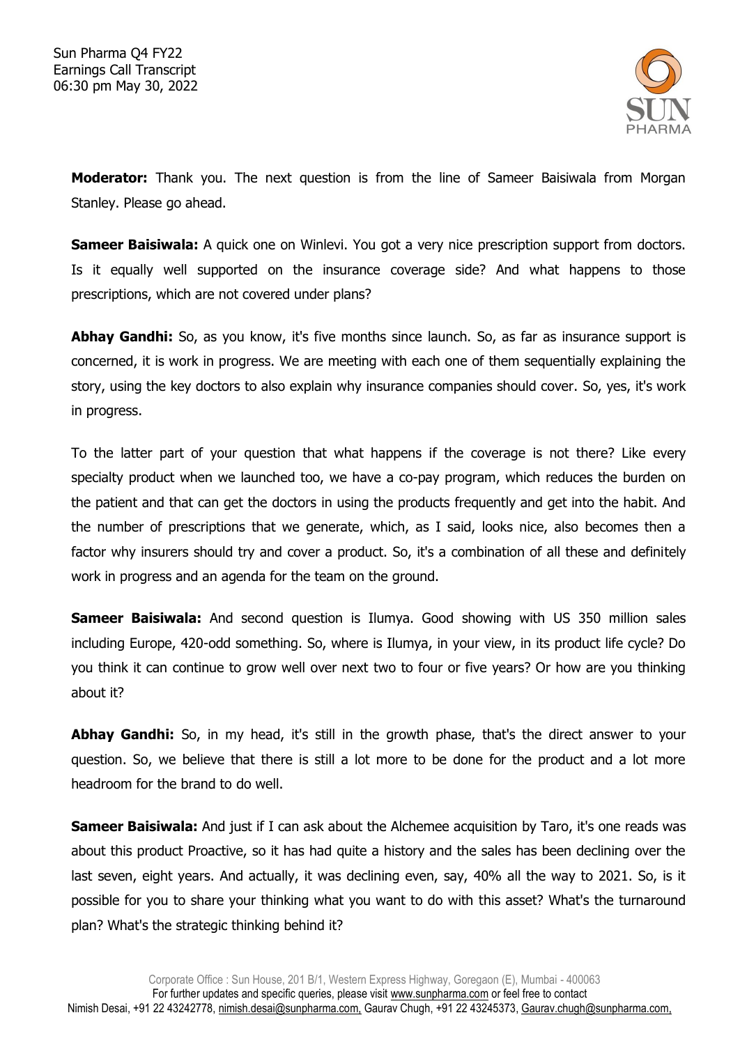**Moderator:** Thank you. The next question is from the line of Sameer Baisiwala from Morgan Stanley. Please go ahead.

**Sameer Baisiwala:** A quick one on Winlevi. You got a very nice prescription support from doctors. Is it equally well supported on the insurance coverage side? And what happens to those prescriptions, which are not covered under plans?

**Abhay Gandhi:** So, as you know, it's five months since launch. So, as far as insurance support is concerned, it is work in progress. We are meeting with each one of them sequentially explaining the story, using the key doctors to also explain why insurance companies should cover. So, yes, it's work in progress.

To the latter part of your question that what happens if the coverage is not there? Like every specialty product when we launched too, we have a co-pay program, which reduces the burden on the patient and that can get the doctors in using the products frequently and get into the habit. And the number of prescriptions that we generate, which, as I said, looks nice, also becomes then a factor why insurers should try and cover a product. So, it's a combination of all these and definitely work in progress and an agenda for the team on the ground.

**Sameer Baisiwala:** And second question is Ilumya. Good showing with US 350 million sales including Europe, 420-odd something. So, where is Ilumya, in your view, in its product life cycle? Do you think it can continue to grow well over next two to four or five years? Or how are you thinking about it?

**Abhay Gandhi:** So, in my head, it's still in the growth phase, that's the direct answer to your question. So, we believe that there is still a lot more to be done for the product and a lot more headroom for the brand to do well.

**Sameer Baisiwala:** And just if I can ask about the Alchemee acquisition by Taro, it's one reads was about this product Proactive, so it has had quite a history and the sales has been declining over the last seven, eight years. And actually, it was declining even, say, 40% all the way to 2021. So, is it possible for you to share your thinking what you want to do with this asset? What's the turnaround plan? What's the strategic thinking behind it?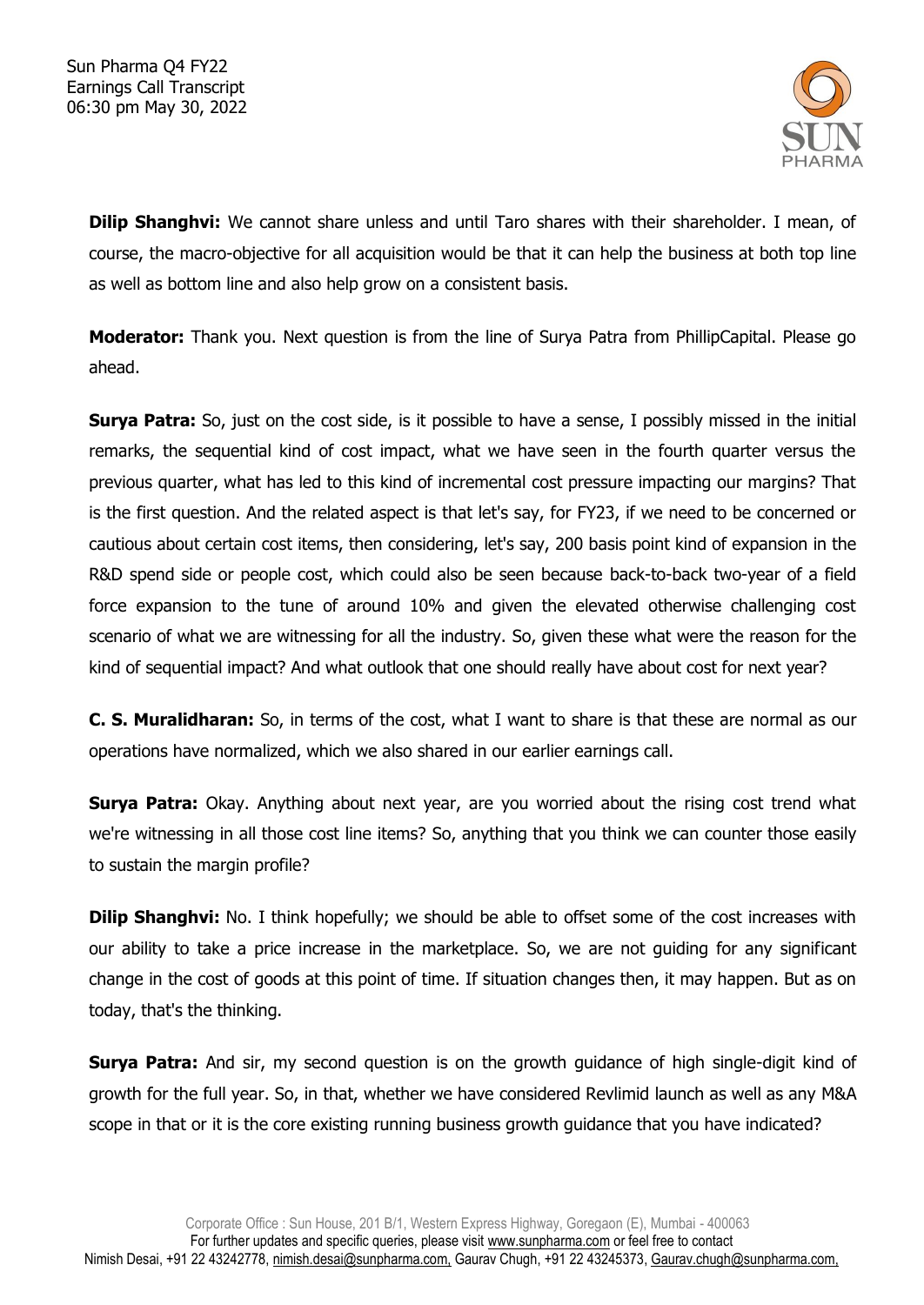**Dilip Shanghvi:** We cannot share unless and until Taro shares with their shareholder. I mean, of course, the macro-objective for all acquisition would be that it can help the business at both top line as well as bottom line and also help grow on a consistent basis.

**Moderator:** Thank you. Next question is from the line of Surya Patra from PhillipCapital. Please go ahead.

**Surya Patra:** So, just on the cost side, is it possible to have a sense, I possibly missed in the initial remarks, the sequential kind of cost impact, what we have seen in the fourth quarter versus the previous quarter, what has led to this kind of incremental cost pressure impacting our margins? That is the first question. And the related aspect is that let's say, for FY23, if we need to be concerned or cautious about certain cost items, then considering, let's say, 200 basis point kind of expansion in the R&D spend side or people cost, which could also be seen because back-to-back two-year of a field force expansion to the tune of around 10% and given the elevated otherwise challenging cost scenario of what we are witnessing for all the industry. So, given these what were the reason for the kind of sequential impact? And what outlook that one should really have about cost for next year?

**C. S. Muralidharan:** So, in terms of the cost, what I want to share is that these are normal as our operations have normalized, which we also shared in our earlier earnings call.

**Surya Patra:** Okay. Anything about next year, are you worried about the rising cost trend what we're witnessing in all those cost line items? So, anything that you think we can counter those easily to sustain the margin profile?

**Dilip Shanghvi:** No. I think hopefully; we should be able to offset some of the cost increases with our ability to take a price increase in the marketplace. So, we are not guiding for any significant change in the cost of goods at this point of time. If situation changes then, it may happen. But as on today, that's the thinking.

**Surya Patra:** And sir, my second question is on the growth guidance of high single-digit kind of growth for the full year. So, in that, whether we have considered Revlimid launch as well as any M&A scope in that or it is the core existing running business growth guidance that you have indicated?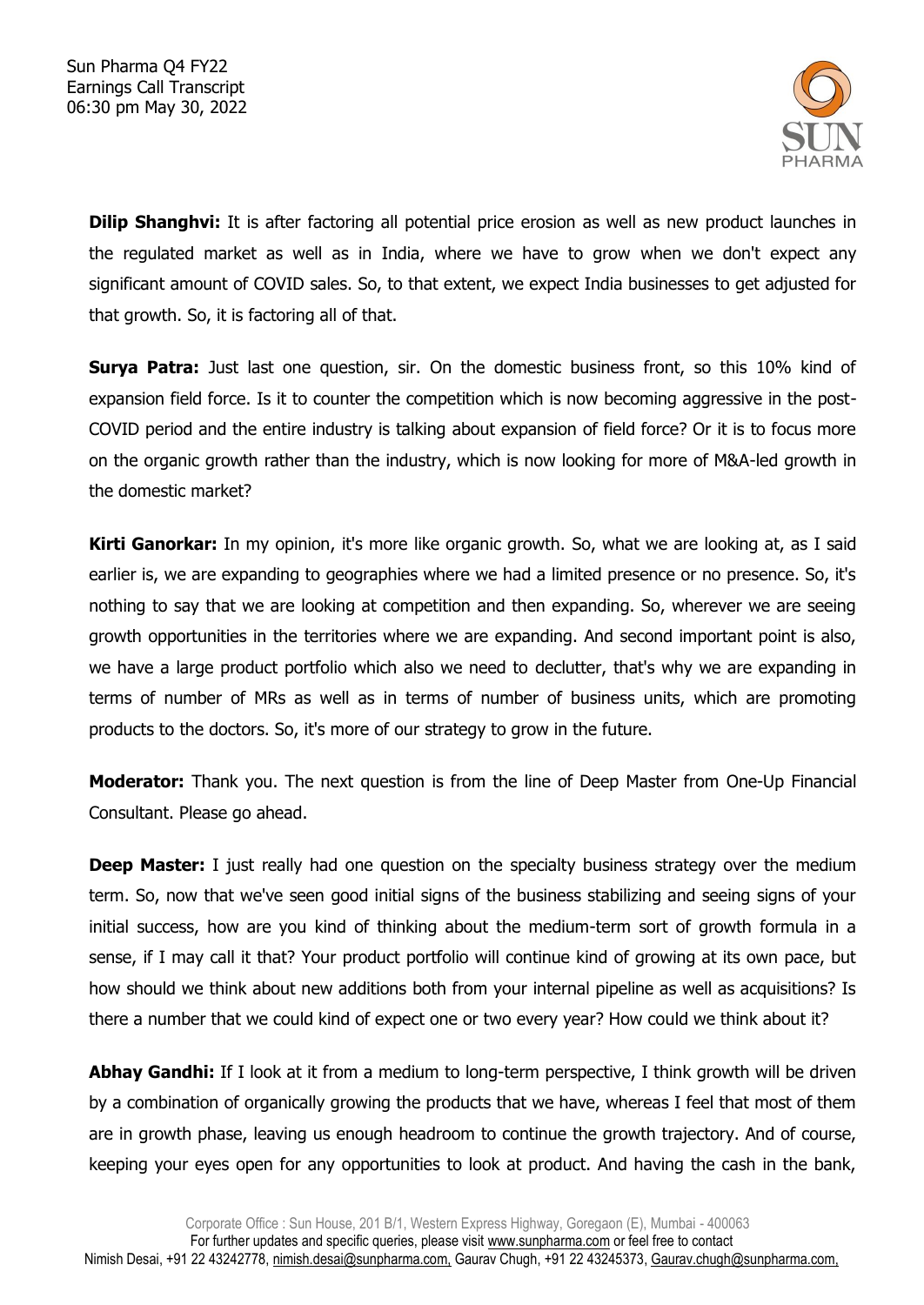**Dilip Shanghvi:** It is after factoring all potential price erosion as well as new product launches in the regulated market as well as in India, where we have to grow when we don't expect any significant amount of COVID sales. So, to that extent, we expect India businesses to get adjusted for that growth. So, it is factoring all of that.

**Surya Patra:** Just last one question, sir. On the domestic business front, so this 10% kind of expansion field force. Is it to counter the competition which is now becoming aggressive in the post-COVID period and the entire industry is talking about expansion of field force? Or it is to focus more on the organic growth rather than the industry, which is now looking for more of M&A-led growth in the domestic market?

**Kirti Ganorkar:** In my opinion, it's more like organic growth. So, what we are looking at, as I said earlier is, we are expanding to geographies where we had a limited presence or no presence. So, it's nothing to say that we are looking at competition and then expanding. So, wherever we are seeing growth opportunities in the territories where we are expanding. And second important point is also, we have a large product portfolio which also we need to declutter, that's why we are expanding in terms of number of MRs as well as in terms of number of business units, which are promoting products to the doctors. So, it's more of our strategy to grow in the future.

**Moderator:** Thank you. The next question is from the line of Deep Master from One-Up Financial Consultant. Please go ahead.

**Deep Master:** I just really had one question on the specialty business strategy over the medium term. So, now that we've seen good initial signs of the business stabilizing and seeing signs of your initial success, how are you kind of thinking about the medium-term sort of growth formula in a sense, if I may call it that? Your product portfolio will continue kind of growing at its own pace, but how should we think about new additions both from your internal pipeline as well as acquisitions? Is there a number that we could kind of expect one or two every year? How could we think about it?

**Abhay Gandhi:** If I look at it from a medium to long-term perspective, I think growth will be driven by a combination of organically growing the products that we have, whereas I feel that most of them are in growth phase, leaving us enough headroom to continue the growth trajectory. And of course, keeping your eyes open for any opportunities to look at product. And having the cash in the bank,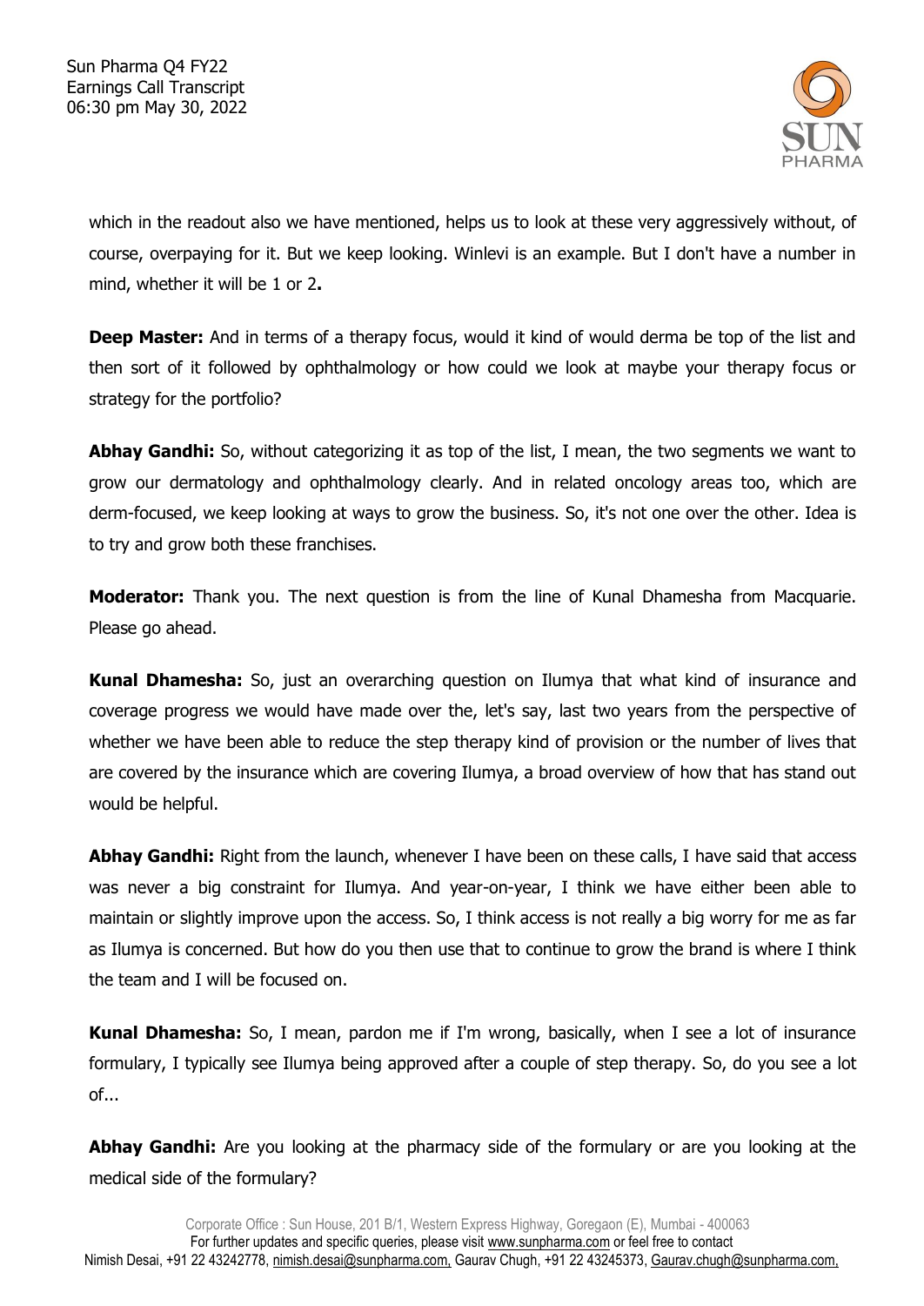which in the readout also we have mentioned, helps us to look at these very aggressively without, of course, overpaying for it. But we keep looking. Winlevi is an example. But I don't have a number in mind, whether it will be 1 or 2**.**

**Deep Master:** And in terms of a therapy focus, would it kind of would derma be top of the list and then sort of it followed by ophthalmology or how could we look at maybe your therapy focus or strategy for the portfolio?

**Abhay Gandhi:** So, without categorizing it as top of the list, I mean, the two segments we want to grow our dermatology and ophthalmology clearly. And in related oncology areas too, which are derm-focused, we keep looking at ways to grow the business. So, it's not one over the other. Idea is to try and grow both these franchises.

**Moderator:** Thank you. The next question is from the line of Kunal Dhamesha from Macquarie. Please go ahead.

**Kunal Dhamesha:** So, just an overarching question on Ilumya that what kind of insurance and coverage progress we would have made over the, let's say, last two years from the perspective of whether we have been able to reduce the step therapy kind of provision or the number of lives that are covered by the insurance which are covering Ilumya, a broad overview of how that has stand out would be helpful.

**Abhay Gandhi:** Right from the launch, whenever I have been on these calls, I have said that access was never a big constraint for Ilumya. And year-on-year, I think we have either been able to maintain or slightly improve upon the access. So, I think access is not really a big worry for me as far as Ilumya is concerned. But how do you then use that to continue to grow the brand is where I think the team and I will be focused on.

**Kunal Dhamesha:** So, I mean, pardon me if I'm wrong, basically, when I see a lot of insurance formulary, I typically see Ilumya being approved after a couple of step therapy. So, do you see a lot of...

**Abhay Gandhi:** Are you looking at the pharmacy side of the formulary or are you looking at the medical side of the formulary?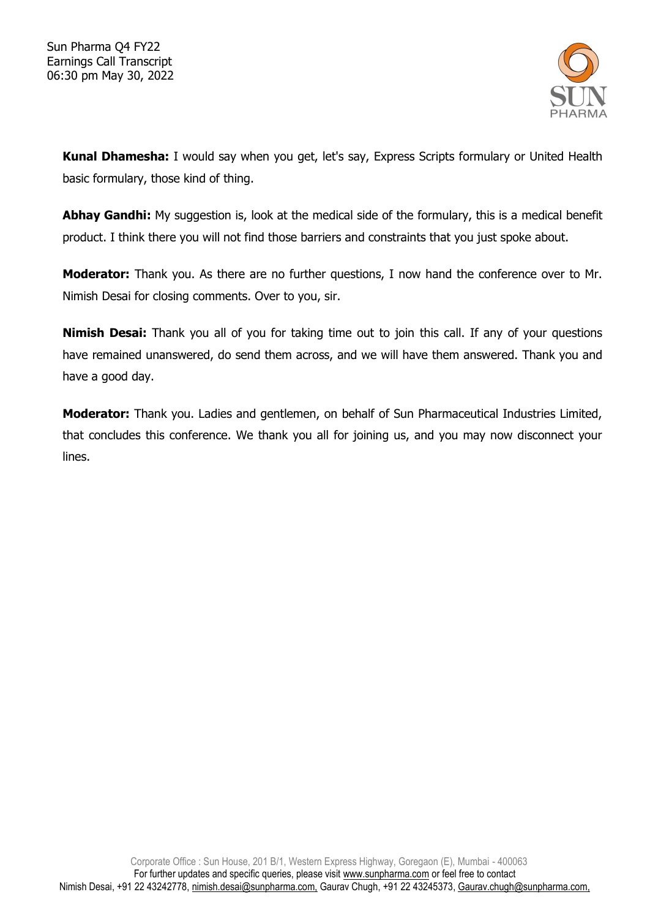**Kunal Dhamesha:** I would say when you get, let's say, Express Scripts formulary or United Health basic formulary, those kind of thing.

**Abhay Gandhi:** My suggestion is, look at the medical side of the formulary, this is a medical benefit product. I think there you will not find those barriers and constraints that you just spoke about.

**Moderator:** Thank you. As there are no further questions, I now hand the conference over to Mr. Nimish Desai for closing comments. Over to you, sir.

**Nimish Desai:** Thank you all of you for taking time out to join this call. If any of your questions have remained unanswered, do send them across, and we will have them answered. Thank you and have a good day.

**Moderator:** Thank you. Ladies and gentlemen, on behalf of Sun Pharmaceutical Industries Limited, that concludes this conference. We thank you all for joining us, and you may now disconnect your lines.